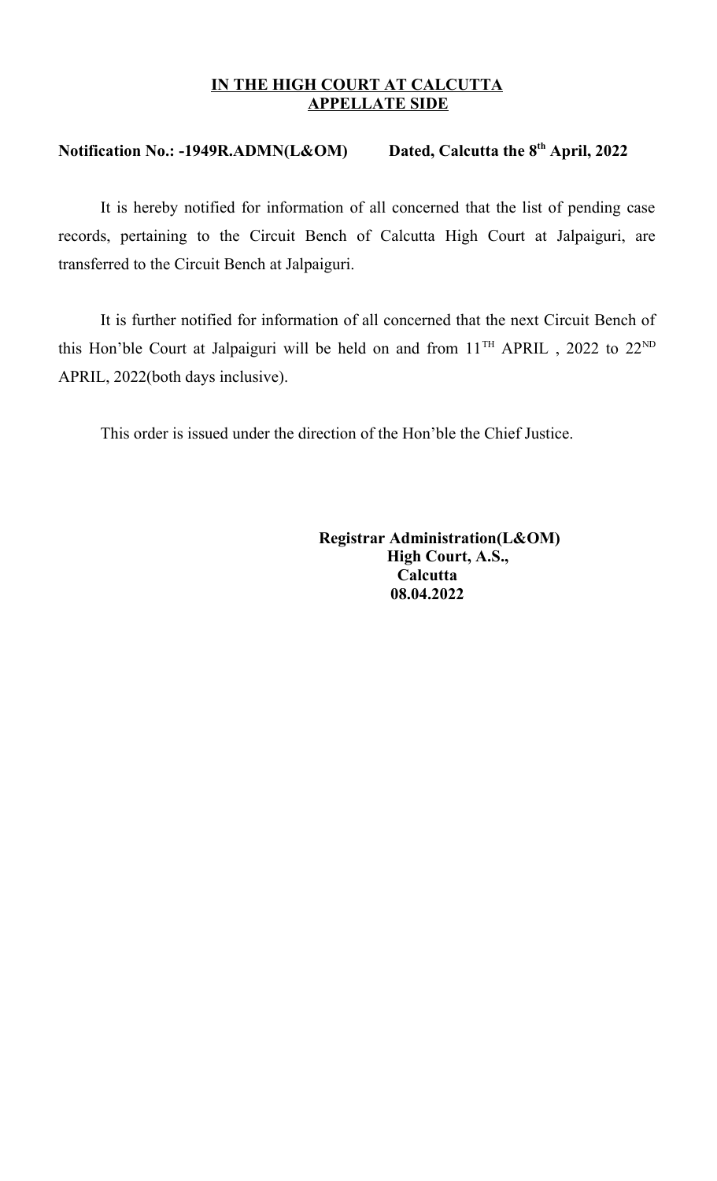**<u>IN THE HIGH COURT AT CALCUTTA</u>**
**<u>APPELLATE SIDE</u>**

**Notification No.: -1949R.ADMN(L&OM)       Dated, Calcutta the 8th April, 2022**

It is hereby notified for information of all concerned that the list of pending case records, pertaining to the Circuit Bench of Calcutta High Court at Jalpaiguri, are transferred to the Circuit Bench at Jalpaiguri.

It is further notified for information of all concerned that the next Circuit Bench of this Hon'ble Court at Jalpaiguri will be held on and from 11TH APRIL , 2022 to 22ND APRIL, 2022(both days inclusive).

This order is issued under the direction of the Hon'ble the Chief Justice.

**Registrar Administration(L&OM)**
**High Court, A.S.,**
**Calcutta**
**08.04.2022**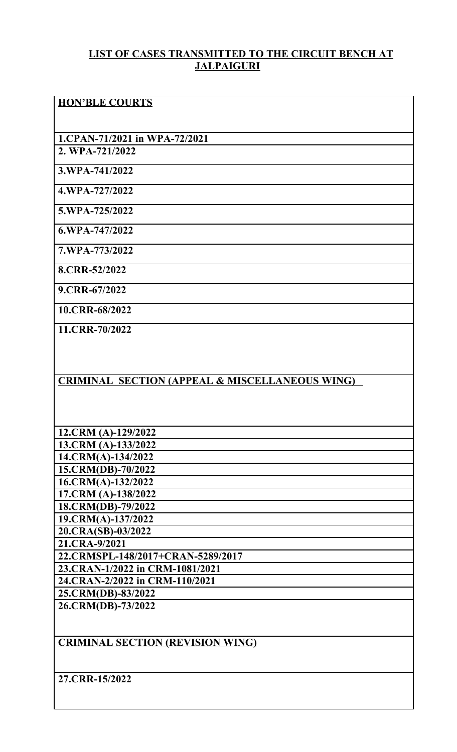## LIST OF CASES TRANSMITTED TO THE CIRCUIT BENCH AT JALPAIGURI

| |
|---|
| **HON'BLE COURTS** |
| **1.CPAN-71/2021 in WPA-72/2021** |
| **2. WPA-721/2022** |
| **3.WPA-741/2022** |
| **4.WPA-727/2022** |
| **5.WPA-725/2022** |
| **6.WPA-747/2022** |
| **7.WPA-773/2022** |
| **8.CRR-52/2022** |
| **9.CRR-67/2022** |
| **10.CRR-68/2022** |
| **11.CRR-70/2022** |
| **CRIMINAL SECTION (APPEAL & MISCELLANEOUS WING)** |
| **12.CRM (A)-129/2022** |
| **13.CRM (A)-133/2022** |
| **14.CRM(A)-134/2022** |
| **15.CRM(DB)-70/2022** |
| **16.CRM(A)-132/2022** |
| **17.CRM (A)-138/2022** |
| **18.CRM(DB)-79/2022** |
| **19.CRM(A)-137/2022** |
| **20.CRA(SB)-03/2022** |
| **21.CRA-9/2021** |
| **22.CRMSPL-148/2017+CRAN-5289/2017** |
| **23.CRAN-1/2022 in CRM-1081/2021** |
| **24.CRAN-2/2022 in CRM-110/2021** |
| **25.CRM(DB)-83/2022** |
| **26.CRM(DB)-73/2022** |
| **CRIMINAL SECTION (REVISION WING)** |
| **27.CRR-15/2022** |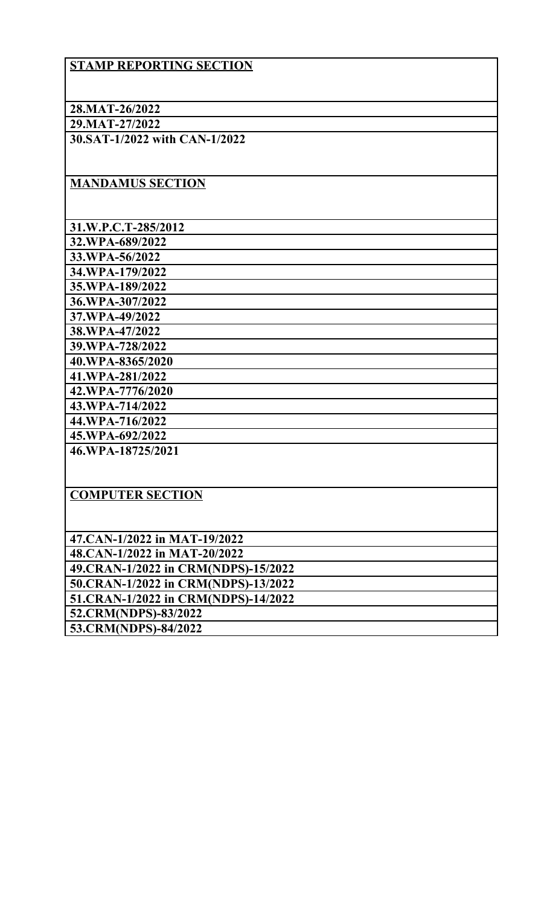| |
|---|
| **STAMP REPORTING SECTION** |
| **28.MAT-26/2022** |
| **29.MAT-27/2022** |
| **30.SAT-1/2022 with CAN-1/2022** |
| **MANDAMUS SECTION** |
| **31.W.P.C.T-285/2012** |
| **32.WPA-689/2022** |
| **33.WPA-56/2022** |
| **34.WPA-179/2022** |
| **35.WPA-189/2022** |
| **36.WPA-307/2022** |
| **37.WPA-49/2022** |
| **38.WPA-47/2022** |
| **39.WPA-728/2022** |
| **40.WPA-8365/2020** |
| **41.WPA-281/2022** |
| **42.WPA-7776/2020** |
| **43.WPA-714/2022** |
| **44.WPA-716/2022** |
| **45.WPA-692/2022** |
| **46.WPA-18725/2021** |
| **COMPUTER SECTION** |
| **47.CAN-1/2022 in MAT-19/2022** |
| **48.CAN-1/2022 in MAT-20/2022** |
| **49.CRAN-1/2022 in CRM(NDPS)-15/2022** |
| **50.CRAN-1/2022 in CRM(NDPS)-13/2022** |
| **51.CRAN-1/2022 in CRM(NDPS)-14/2022** |
| **52.CRM(NDPS)-83/2022** |
| **53.CRM(NDPS)-84/2022** |